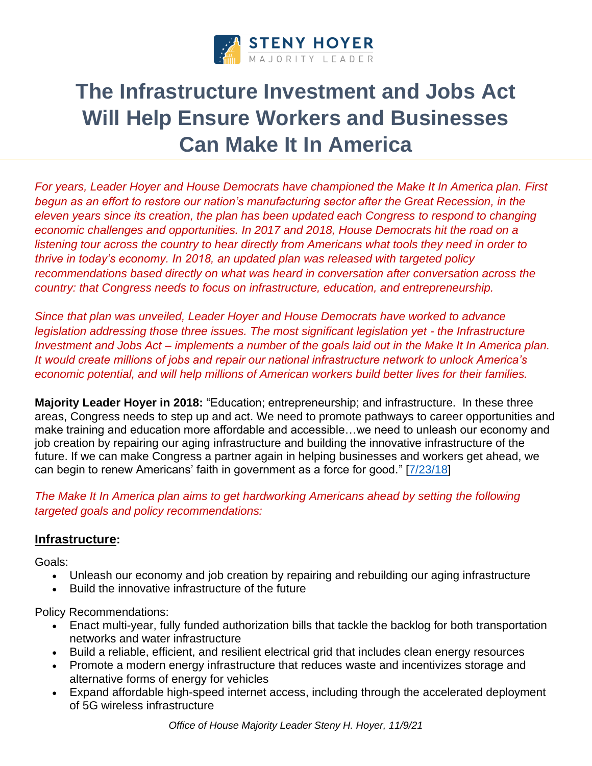STENY HOYER
MAJORITY LEADER

# The Infrastructure Investment and Jobs Act Will Help Ensure Workers and Businesses Can Make It In America

*For years, Leader Hoyer and House Democrats have championed the Make It In America plan. First begun as an effort to restore our nation's manufacturing sector after the Great Recession, in the eleven years since its creation, the plan has been updated each Congress to respond to changing economic challenges and opportunities. In 2017 and 2018, House Democrats hit the road on a listening tour across the country to hear directly from Americans what tools they need in order to thrive in today's economy. In 2018, an updated plan was released with targeted policy recommendations based directly on what was heard in conversation after conversation across the country: that Congress needs to focus on infrastructure, education, and entrepreneurship.*

*Since that plan was unveiled, Leader Hoyer and House Democrats have worked to advance legislation addressing those three issues. The most significant legislation yet - the Infrastructure Investment and Jobs Act – implements a number of the goals laid out in the Make It In America plan. It would create millions of jobs and repair our national infrastructure network to unlock America's economic potential, and will help millions of American workers build better lives for their families.*

**Majority Leader Hoyer in 2018:** "Education; entrepreneurship; and infrastructure. In these three areas, Congress needs to step up and act. We need to promote pathways to career opportunities and make training and education more affordable and accessible…we need to unleash our economy and job creation by repairing our aging infrastructure and building the innovative infrastructure of the future. If we can make Congress a partner again in helping businesses and workers get ahead, we can begin to renew Americans' faith in government as a force for good." [7/23/18]

*The Make It In America plan aims to get hardworking Americans ahead by setting the following targeted goals and policy recommendations:*

## Infrastructure:

Goals:

- Unleash our economy and job creation by repairing and rebuilding our aging infrastructure
- Build the innovative infrastructure of the future

Policy Recommendations:

- Enact multi-year, fully funded authorization bills that tackle the backlog for both transportation networks and water infrastructure
- Build a reliable, efficient, and resilient electrical grid that includes clean energy resources
- Promote a modern energy infrastructure that reduces waste and incentivizes storage and alternative forms of energy for vehicles
- Expand affordable high-speed internet access, including through the accelerated deployment of 5G wireless infrastructure

*Office of House Majority Leader Steny H. Hoyer, 11/9/21*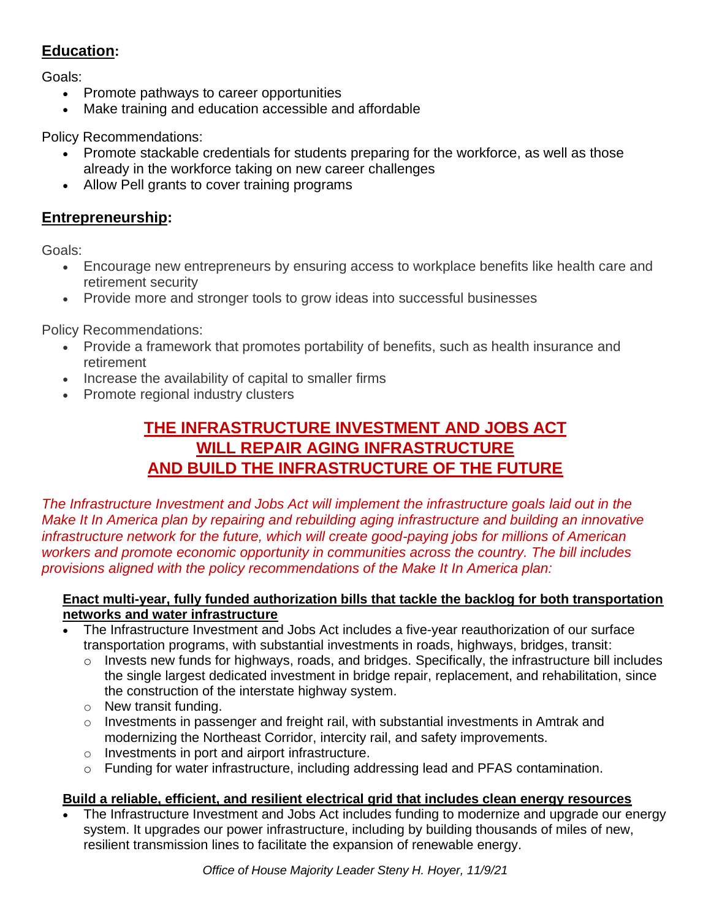## Education:

Goals:

- Promote pathways to career opportunities
- Make training and education accessible and affordable

Policy Recommendations:

- Promote stackable credentials for students preparing for the workforce, as well as those already in the workforce taking on new career challenges
- Allow Pell grants to cover training programs

## Entrepreneurship:

Goals:

- Encourage new entrepreneurs by ensuring access to workplace benefits like health care and retirement security
- Provide more and stronger tools to grow ideas into successful businesses

Policy Recommendations:

- Provide a framework that promotes portability of benefits, such as health insurance and retirement
- Increase the availability of capital to smaller firms
- Promote regional industry clusters

## THE INFRASTRUCTURE INVESTMENT AND JOBS ACT WILL REPAIR AGING INFRASTRUCTURE AND BUILD THE INFRASTRUCTURE OF THE FUTURE

*The Infrastructure Investment and Jobs Act will implement the infrastructure goals laid out in the Make It In America plan by repairing and rebuilding aging infrastructure and building an innovative infrastructure network for the future, which will create good-paying jobs for millions of American workers and promote economic opportunity in communities across the country. The bill includes provisions aligned with the policy recommendations of the Make It In America plan:*

**Enact multi-year, fully funded authorization bills that tackle the backlog for both transportation networks and water infrastructure**

- The Infrastructure Investment and Jobs Act includes a five-year reauthorization of our surface transportation programs, with substantial investments in roads, highways, bridges, transit:
  - Invests new funds for highways, roads, and bridges. Specifically, the infrastructure bill includes the single largest dedicated investment in bridge repair, replacement, and rehabilitation, since the construction of the interstate highway system.
  - New transit funding.
  - Investments in passenger and freight rail, with substantial investments in Amtrak and modernizing the Northeast Corridor, intercity rail, and safety improvements.
  - Investments in port and airport infrastructure.
  - Funding for water infrastructure, including addressing lead and PFAS contamination.

**Build a reliable, efficient, and resilient electrical grid that includes clean energy resources**

- The Infrastructure Investment and Jobs Act includes funding to modernize and upgrade our energy system. It upgrades our power infrastructure, including by building thousands of miles of new, resilient transmission lines to facilitate the expansion of renewable energy.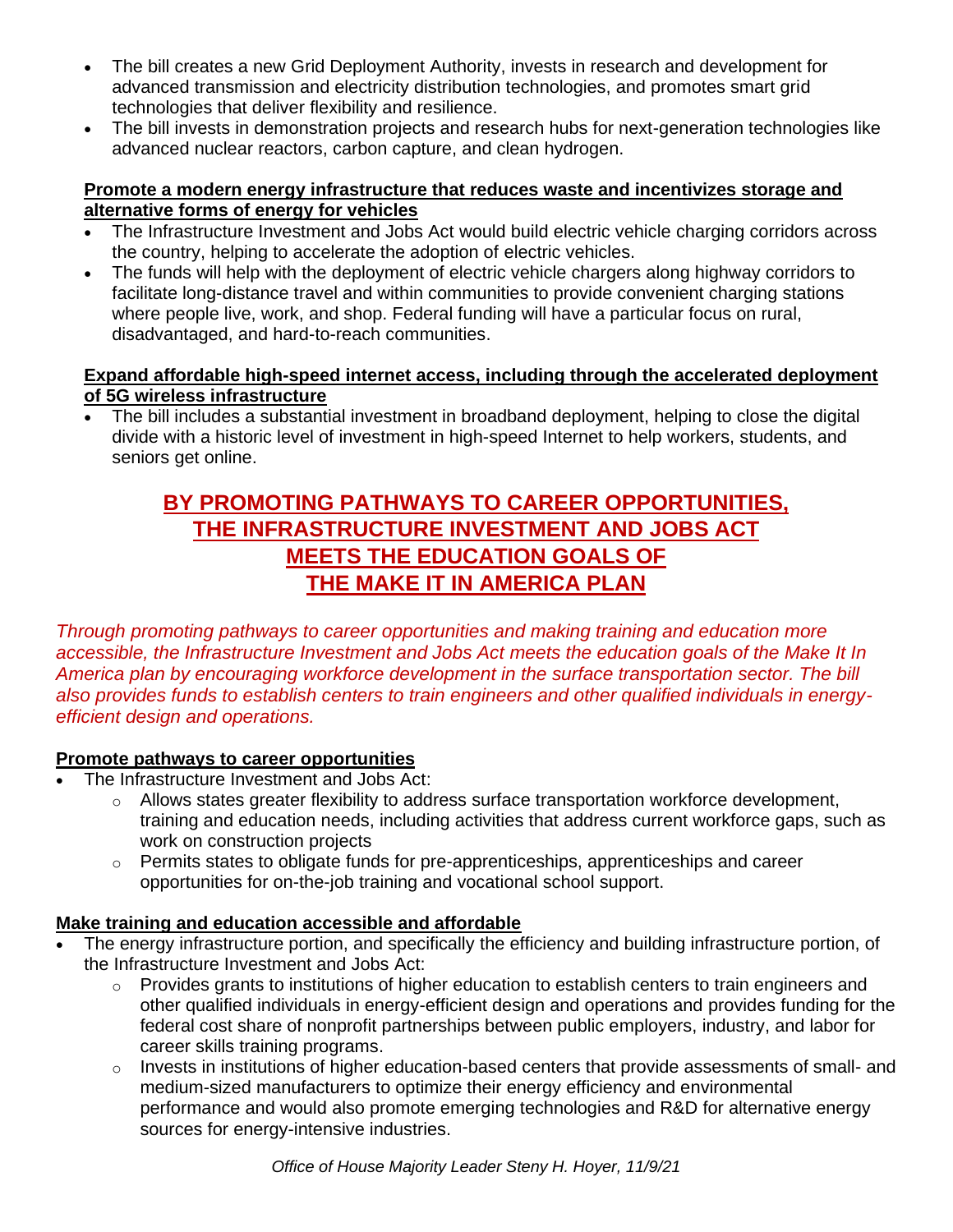- The bill creates a new Grid Deployment Authority, invests in research and development for advanced transmission and electricity distribution technologies, and promotes smart grid technologies that deliver flexibility and resilience.
- The bill invests in demonstration projects and research hubs for next-generation technologies like advanced nuclear reactors, carbon capture, and clean hydrogen.

**Promote a modern energy infrastructure that reduces waste and incentivizes storage and alternative forms of energy for vehicles**

- The Infrastructure Investment and Jobs Act would build electric vehicle charging corridors across the country, helping to accelerate the adoption of electric vehicles.
- The funds will help with the deployment of electric vehicle chargers along highway corridors to facilitate long-distance travel and within communities to provide convenient charging stations where people live, work, and shop. Federal funding will have a particular focus on rural, disadvantaged, and hard-to-reach communities.

**Expand affordable high-speed internet access, including through the accelerated deployment of 5G wireless infrastructure**

- The bill includes a substantial investment in broadband deployment, helping to close the digital divide with a historic level of investment in high-speed Internet to help workers, students, and seniors get online.

## BY PROMOTING PATHWAYS TO CAREER OPPORTUNITIES, THE INFRASTRUCTURE INVESTMENT AND JOBS ACT MEETS THE EDUCATION GOALS OF THE MAKE IT IN AMERICA PLAN

*Through promoting pathways to career opportunities and making training and education more accessible, the Infrastructure Investment and Jobs Act meets the education goals of the Make It In America plan by encouraging workforce development in the surface transportation sector. The bill also provides funds to establish centers to train engineers and other qualified individuals in energy-efficient design and operations.*

**Promote pathways to career opportunities**

- The Infrastructure Investment and Jobs Act:
  - Allows states greater flexibility to address surface transportation workforce development, training and education needs, including activities that address current workforce gaps, such as work on construction projects
  - Permits states to obligate funds for pre-apprenticeships, apprenticeships and career opportunities for on-the-job training and vocational school support.

**Make training and education accessible and affordable**

- The energy infrastructure portion, and specifically the efficiency and building infrastructure portion, of the Infrastructure Investment and Jobs Act:
  - Provides grants to institutions of higher education to establish centers to train engineers and other qualified individuals in energy-efficient design and operations and provides funding for the federal cost share of nonprofit partnerships between public employers, industry, and labor for career skills training programs.
  - Invests in institutions of higher education-based centers that provide assessments of small- and medium-sized manufacturers to optimize their energy efficiency and environmental performance and would also promote emerging technologies and R&D for alternative energy sources for energy-intensive industries.

*Office of House Majority Leader Steny H. Hoyer, 11/9/21*